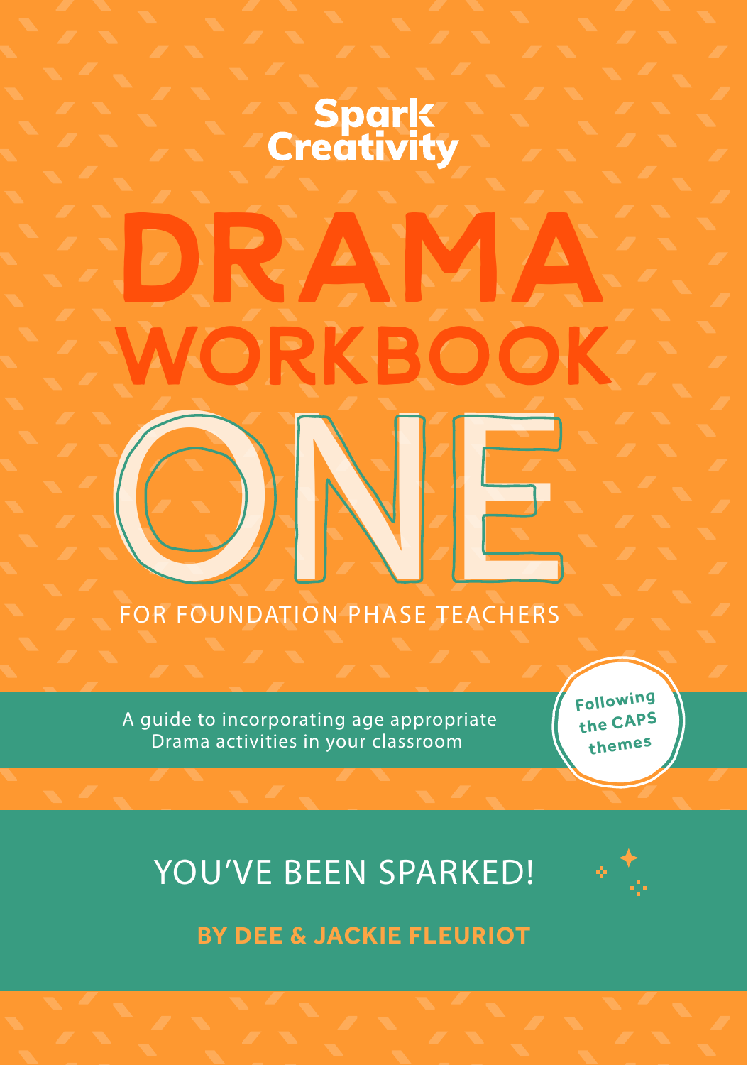Spark Creativity

# DRAMA WORKBOOK ONE

FOR FOUNDATION PHASE TEACHERS

A guide to incorporating age appropriate Drama activities in your classroom

Following the CAPS themes

## YOU'VE BEEN SPARKED!

**BY DEE & JACKIE FLEURIOT**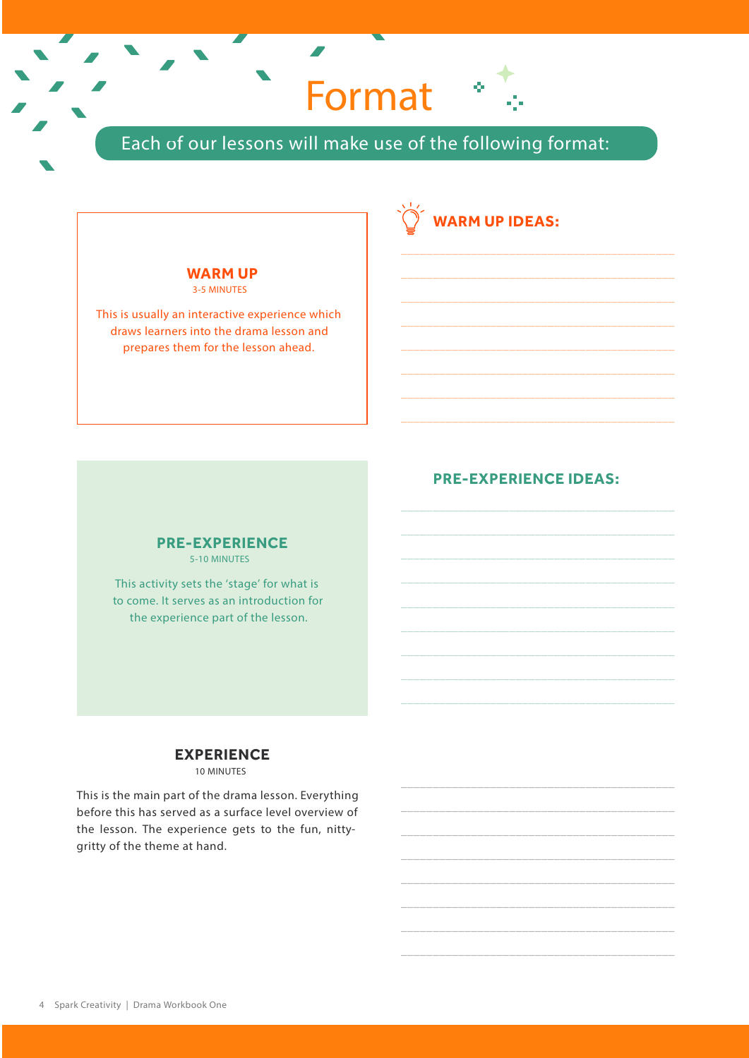# Format

Each of our lessons will make use of the following format:

### WARM UP

3-5 MINUTES

This is usually an interactive experience which draws learners into the drama lesson and prepares them for the lesson ahead.

### WARM UP IDEAS:

### PRE-EXPERIENCE

5-10 MINUTES

This activity sets the 'stage' for what is to come. It serves as an introduction for the experience part of the lesson.

### PRE-EXPERIENCE IDEAS:

### EXPERIENCE

10 MINUTES

This is the main part of the drama lesson. Everything before this has served as a surface level overview of the lesson. The experience gets to the fun, nitty-gritty of the theme at hand.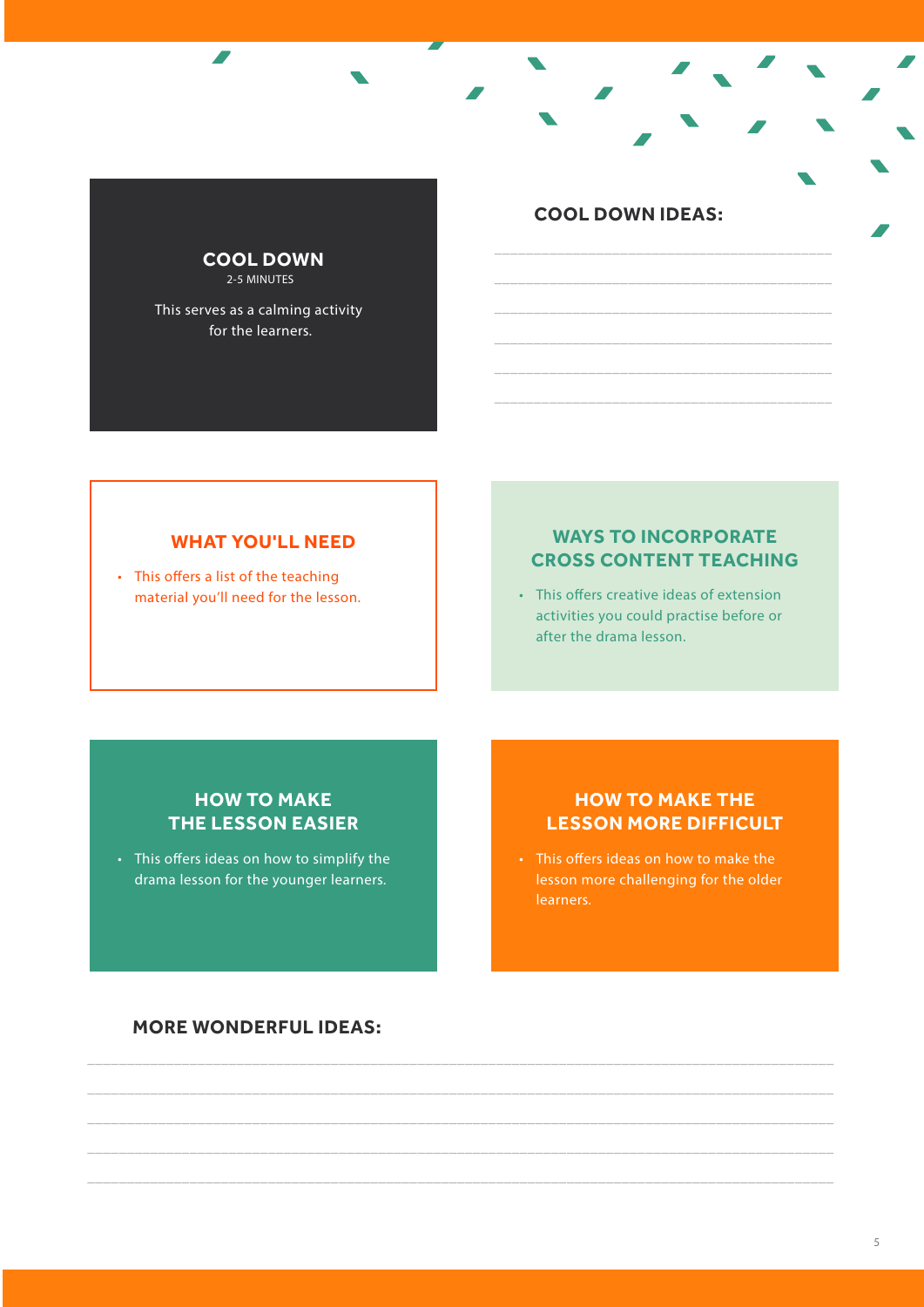## COOL DOWN

2-5 MINUTES

This serves as a calming activity for the learners.

## COOL DOWN IDEAS:

______________________________________________

______________________________________________

______________________________________________

______________________________________________

______________________________________________

______________________________________________

## WHAT YOU'LL NEED

- This offers a list of the teaching material you'll need for the lesson.

## WAYS TO INCORPORATE CROSS CONTENT TEACHING

- This offers creative ideas of extension activities you could practise before or after the drama lesson.

## HOW TO MAKE THE LESSON EASIER

- This offers ideas on how to simplify the drama lesson for the younger learners.

## HOW TO MAKE THE LESSON MORE DIFFICULT

- This offers ideas on how to make the lesson more challenging for the older learners.

## MORE WONDERFUL IDEAS:

______________________________________________

______________________________________________

______________________________________________

______________________________________________

______________________________________________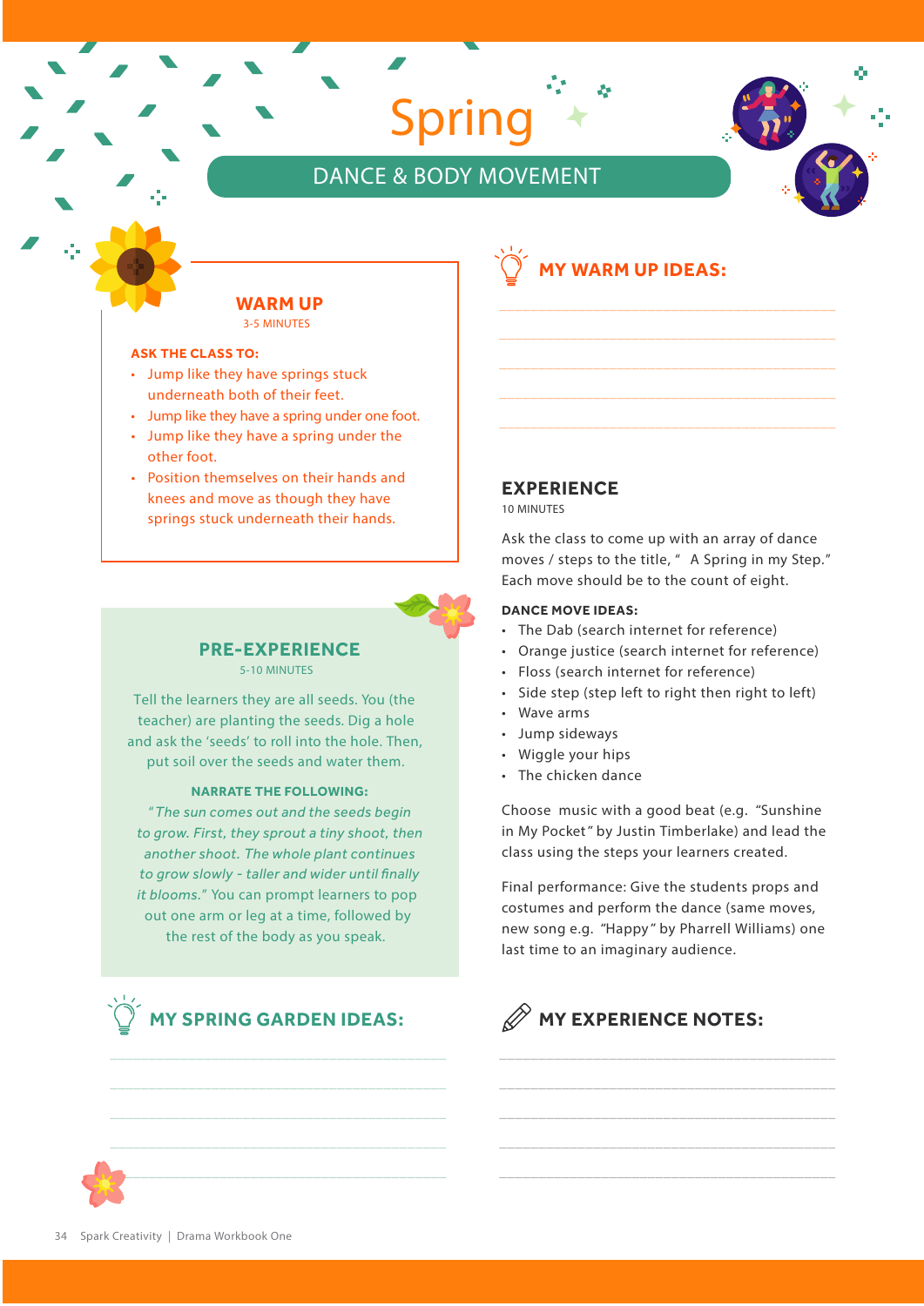# Spring

## DANCE & BODY MOVEMENT

### WARM UP

3-5 MINUTES

**ASK THE CLASS TO:**

- Jump like they have springs stuck underneath both of their feet.
- Jump like they have a spring under one foot.
- Jump like they have a spring under the other foot.
- Position themselves on their hands and knees and move as though they have springs stuck underneath their hands.

### PRE-EXPERIENCE

5-10 MINUTES

Tell the learners they are all seeds. You (the teacher) are planting the seeds. Dig a hole and ask the 'seeds' to roll into the hole. Then, put soil over the seeds and water them.

**NARRATE THE FOLLOWING:**

*"The sun comes out and the seeds begin to grow. First, they sprout a tiny shoot, then another shoot. The whole plant continues to grow slowly - taller and wider until finally it blooms."* You can prompt learners to pop out one arm or leg at a time, followed by the rest of the body as you speak.

### MY SPRING GARDEN IDEAS:

### MY WARM UP IDEAS:

### EXPERIENCE

10 MINUTES

Ask the class to come up with an array of dance moves / steps to the title, " A Spring in my Step." Each move should be to the count of eight.

**DANCE MOVE IDEAS:**

- The Dab (search internet for reference)
- Orange justice (search internet for reference)
- Floss (search internet for reference)
- Side step (step left to right then right to left)
- Wave arms
- Jump sideways
- Wiggle your hips
- The chicken dance

Choose music with a good beat (e.g. "Sunshine in My Pocket" by Justin Timberlake) and lead the class using the steps your learners created.

Final performance: Give the students props and costumes and perform the dance (same moves, new song e.g. "Happy" by Pharrell Williams) one last time to an imaginary audience.

### MY EXPERIENCE NOTES: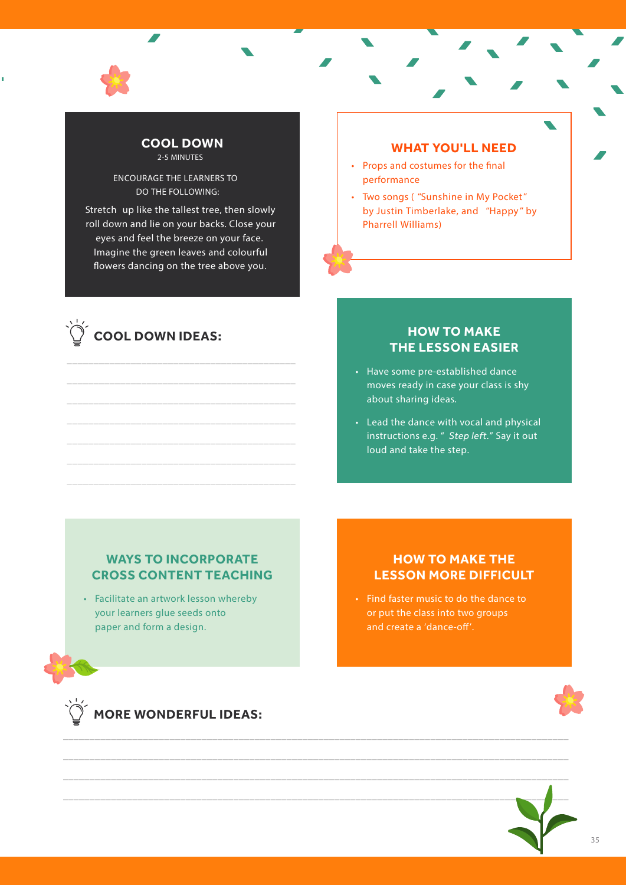## COOL DOWN

2-5 MINUTES

ENCOURAGE THE LEARNERS TO DO THE FOLLOWING:

Stretch up like the tallest tree, then slowly roll down and lie on your backs. Close your eyes and feel the breeze on your face. Imagine the green leaves and colourful flowers dancing on the tree above you.

## COOL DOWN IDEAS:

_______________________________________________

_______________________________________________

_______________________________________________

_______________________________________________

_______________________________________________

_______________________________________________

_______________________________________________

## WHAT YOU'LL NEED

- Props and costumes for the final performance
- Two songs ( "Sunshine in My Pocket" by Justin Timberlake, and "Happy" by Pharrell Williams)

## HOW TO MAKE THE LESSON EASIER

- Have some pre-established dance moves ready in case your class is shy about sharing ideas.
- Lead the dance with vocal and physical instructions e.g. " *Step left.*" Say it out loud and take the step.

## WAYS TO INCORPORATE CROSS CONTENT TEACHING

- Facilitate an artwork lesson whereby your learners glue seeds onto paper and form a design.

## HOW TO MAKE THE LESSON MORE DIFFICULT

- Find faster music to do the dance to or put the class into two groups and create a 'dance-off'.

## MORE WONDERFUL IDEAS:

_______________________________________________

_______________________________________________

_______________________________________________

_______________________________________________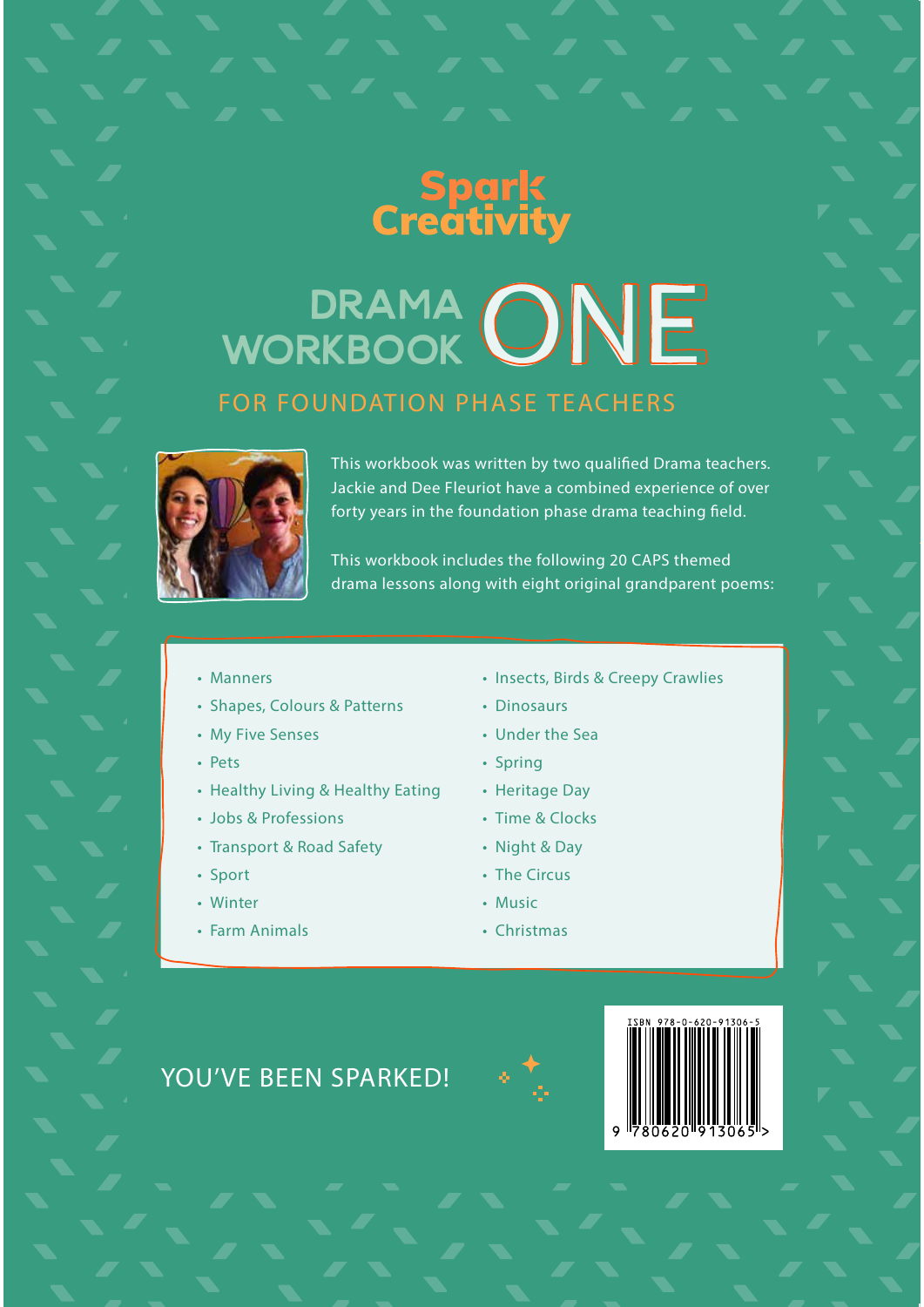# Spark Creativity

## DRAMA WORKBOOK ONE

### FOR FOUNDATION PHASE TEACHERS

This workbook was written by two qualified Drama teachers. Jackie and Dee Fleuriot have a combined experience of over forty years in the foundation phase drama teaching field.

This workbook includes the following 20 CAPS themed drama lessons along with eight original grandparent poems:

- Manners
- Shapes, Colours & Patterns
- My Five Senses
- Pets
- Healthy Living & Healthy Eating
- Jobs & Professions
- Transport & Road Safety
- Sport
- Winter
- Farm Animals
- Insects, Birds & Creepy Crawlies
- Dinosaurs
- Under the Sea
- Spring
- Heritage Day
- Time & Clocks
- Night & Day
- The Circus
- Music
- Christmas

YOU'VE BEEN SPARKED!

ISBN 978-0-620-91306-5

9 780620 913065 >